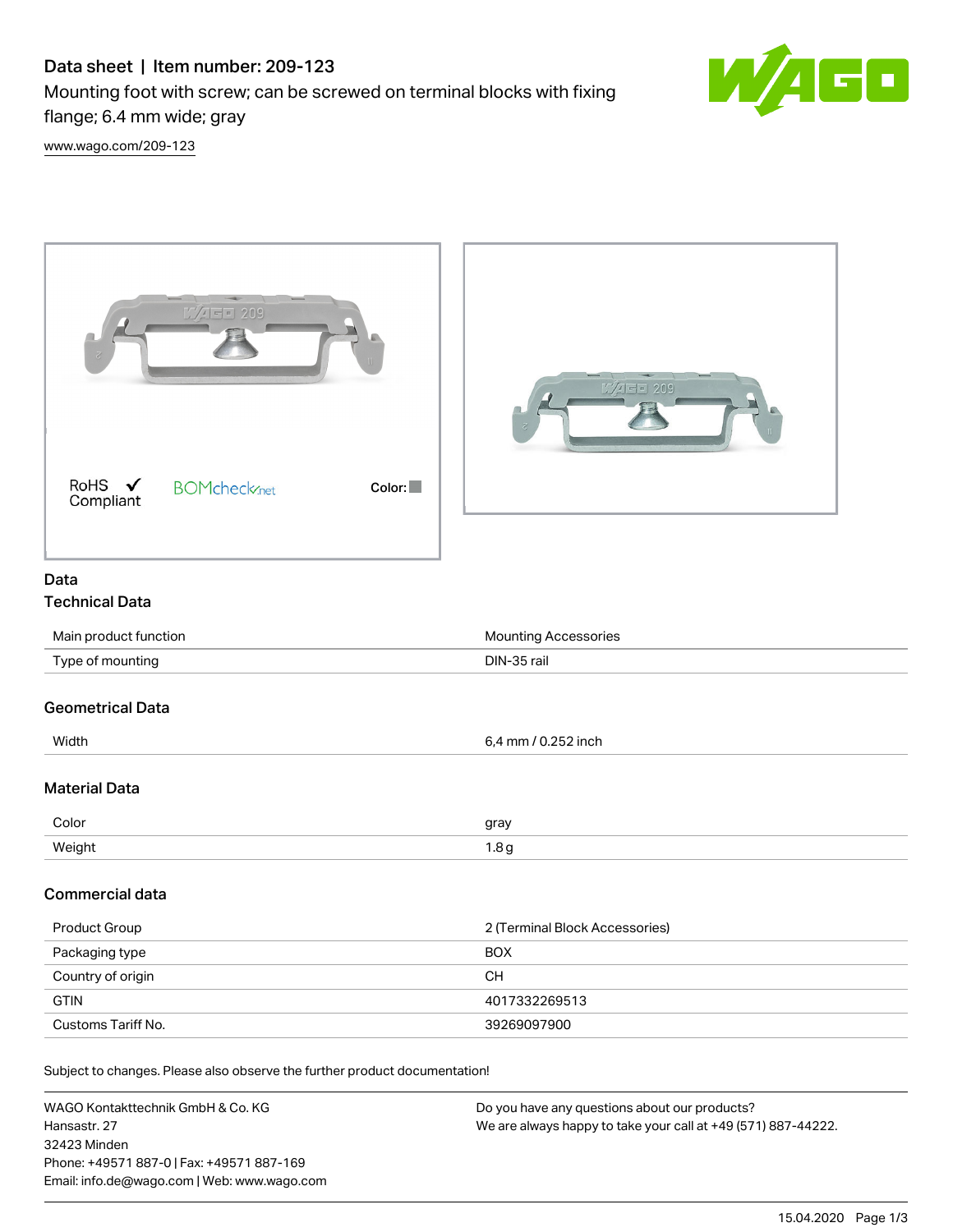# Data sheet | Item number: 209-123

Mounting foot with screw; can be screwed on terminal blocks with fixing flange; 6.4 mm wide; gray

www.wago.com/209-123

RoHS ✓ Compliant

BOMcheck.net

Color:

## Data

### Technical Data

| | |
|---|---|
| Main product function | Mounting Accessories |
| Type of mounting | DIN-35 rail |

### Geometrical Data

| | |
|---|---|
| Width | 6,4 mm / 0.252 inch |

### Material Data

| | |
|---|---|
| Color | gray |
| Weight | 1.8 g |

### Commercial data

| | |
|---|---|
| Product Group | 2 (Terminal Block Accessories) |
| Packaging type | BOX |
| Country of origin | CH |
| GTIN | 4017332269513 |
| Customs Tariff No. | 39269097900 |

Subject to changes. Please also observe the further product documentation!

WAGO Kontakttechnik GmbH & Co. KG
Hansastr. 27
32423 Minden
Phone: +49571 887-0 | Fax: +49571 887-169
Email: info.de@wago.com | Web: www.wago.com

Do you have any questions about our products?
We are always happy to take your call at +49 (571) 887-44222.

15.04.2020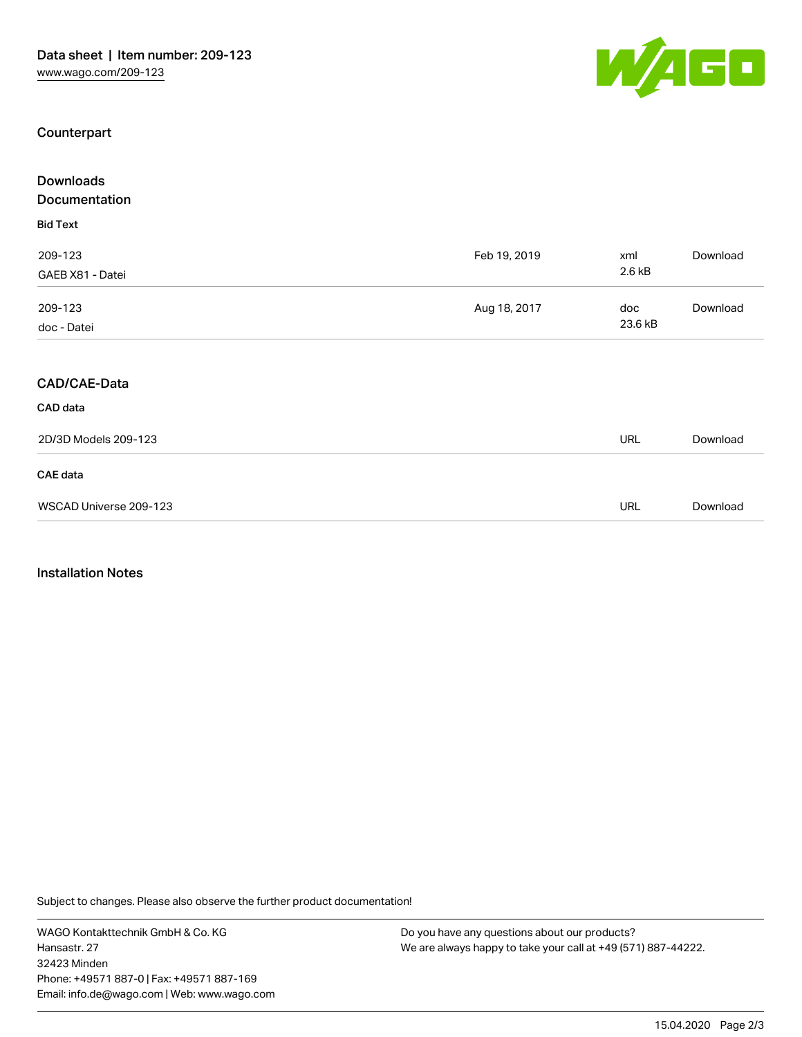## Counterpart

## Downloads

## Documentation

### Bid Text

| | | | |
|---|---|---|---|
| 209-123<br>GAEB X81 - Datei | Feb 19, 2019 | xml<br>2.6 kB | Download |
| 209-123<br>doc - Datei | Aug 18, 2017 | doc<br>23.6 kB | Download |

## CAD/CAE-Data

### CAD data

| | | |
|---|---|---|
| 2D/3D Models 209-123 | URL | Download |

### CAE data

| | | |
|---|---|---|
| WSCAD Universe 209-123 | URL | Download |

## Installation Notes

Subject to changes. Please also observe the further product documentation!

WAGO Kontakttechnik GmbH & Co. KG
Hansastr. 27
32423 Minden
Phone: +49571 887-0 | Fax: +49571 887-169
Email: info.de@wago.com | Web: www.wago.com

Do you have any questions about our products?
We are always happy to take your call at +49 (571) 887-44222.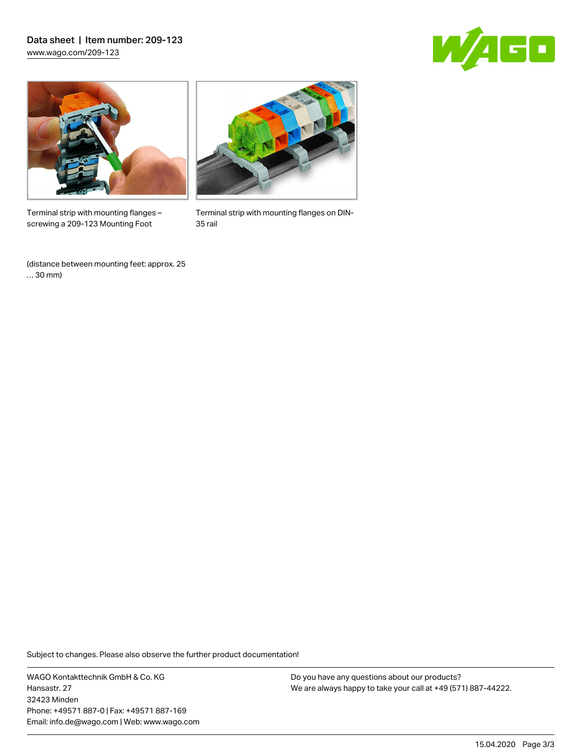Terminal strip with mounting flanges – screwing a 209-123 Mounting Foot

Terminal strip with mounting flanges on DIN-35 rail

(distance between mounting feet: approx. 25 … 30 mm)

Subject to changes. Please also observe the further product documentation!

WAGO Kontakttechnik GmbH & Co. KG
Hansastr. 27
32423 Minden
Phone: +49571 887-0 | Fax: +49571 887-169
Email: info.de@wago.com | Web: www.wago.com

Do you have any questions about our products?
We are always happy to take your call at +49 (571) 887-44222.